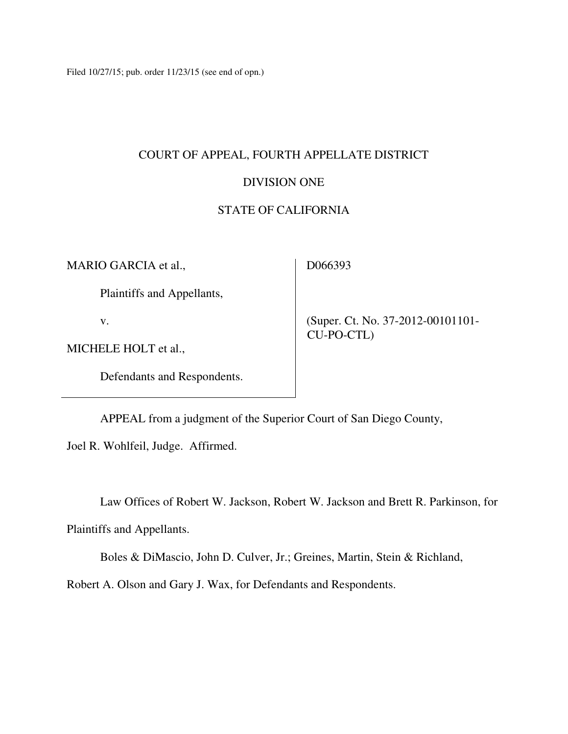Filed 10/27/15; pub. order 11/23/15 (see end of opn.)

COURT OF APPEAL, FOURTH APPELLATE DISTRICT

DIVISION ONE

STATE OF CALIFORNIA

| | |
|---|---|
| MARIO GARCIA et al.,<br><br>Plaintiffs and Appellants,<br><br>v.<br><br>MICHELE HOLT et al.,<br><br>Defendants and Respondents. | D066393<br><br>(Super. Ct. No. 37-2012-00101101-CU-PO-CTL) |

APPEAL from a judgment of the Superior Court of San Diego County, Joel R. Wohlfeil, Judge. Affirmed.

Law Offices of Robert W. Jackson, Robert W. Jackson and Brett R. Parkinson, for Plaintiffs and Appellants.

Boles & DiMascio, John D. Culver, Jr.; Greines, Martin, Stein & Richland, Robert A. Olson and Gary J. Wax, for Defendants and Respondents.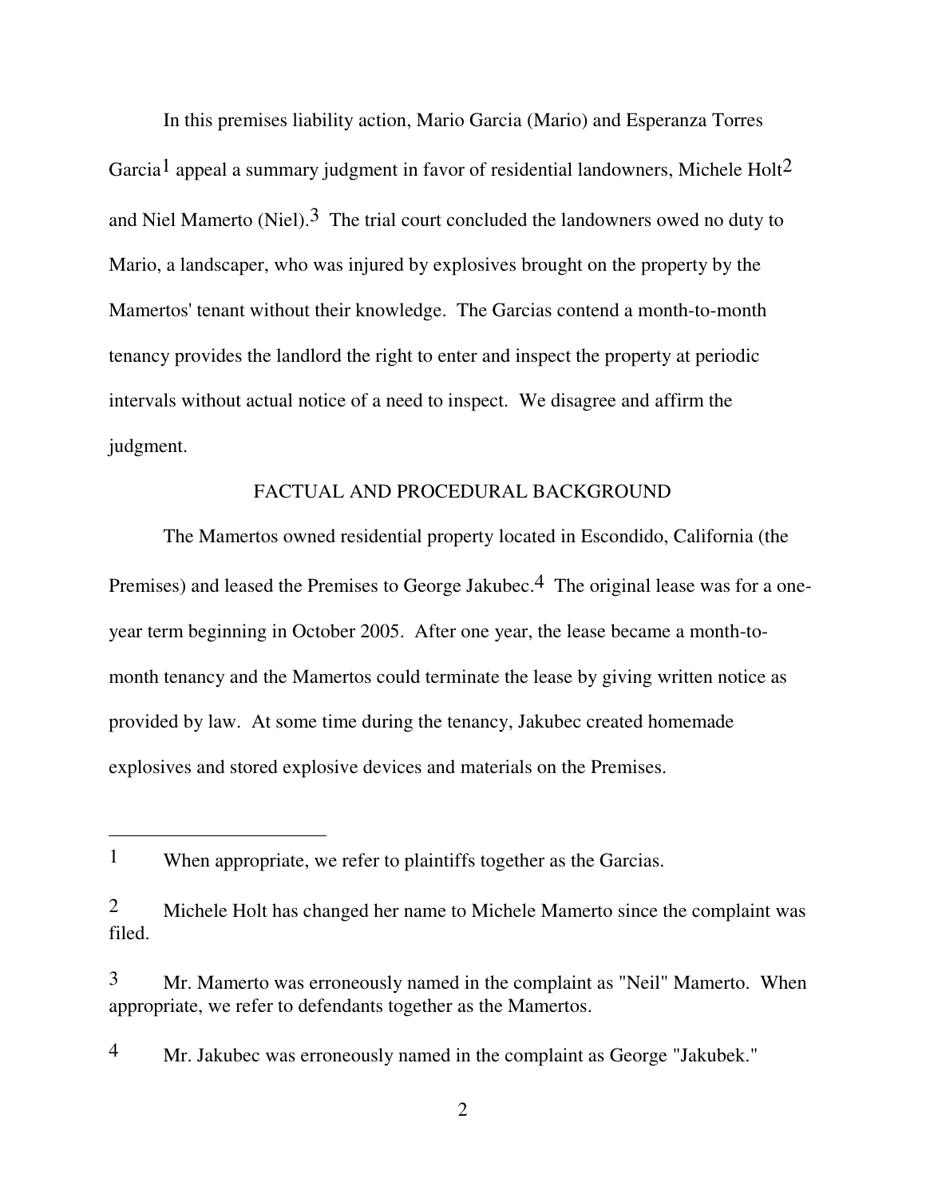In this premises liability action, Mario Garcia (Mario) and Esperanza Torres Garcia[1] appeal a summary judgment in favor of residential landowners, Michele Holt[2] and Niel Mamerto (Niel).[3] The trial court concluded the landowners owed no duty to Mario, a landscaper, who was injured by explosives brought on the property by the Mamertos' tenant without their knowledge. The Garcias contend a month-to-month tenancy provides the landlord the right to enter and inspect the property at periodic intervals without actual notice of a need to inspect. We disagree and affirm the judgment.

## FACTUAL AND PROCEDURAL BACKGROUND

The Mamertos owned residential property located in Escondido, California (the Premises) and leased the Premises to George Jakubec.[4] The original lease was for a one-year term beginning in October 2005. After one year, the lease became a month-to-month tenancy and the Mamertos could terminate the lease by giving written notice as provided by law. At some time during the tenancy, Jakubec created homemade explosives and stored explosive devices and materials on the Premises.

---

[1] When appropriate, we refer to plaintiffs together as the Garcias.

[2] Michele Holt has changed her name to Michele Mamerto since the complaint was filed.

[3] Mr. Mamerto was erroneously named in the complaint as "Neil" Mamerto. When appropriate, we refer to defendants together as the Mamertos.

[4] Mr. Jakubec was erroneously named in the complaint as George "Jakubek."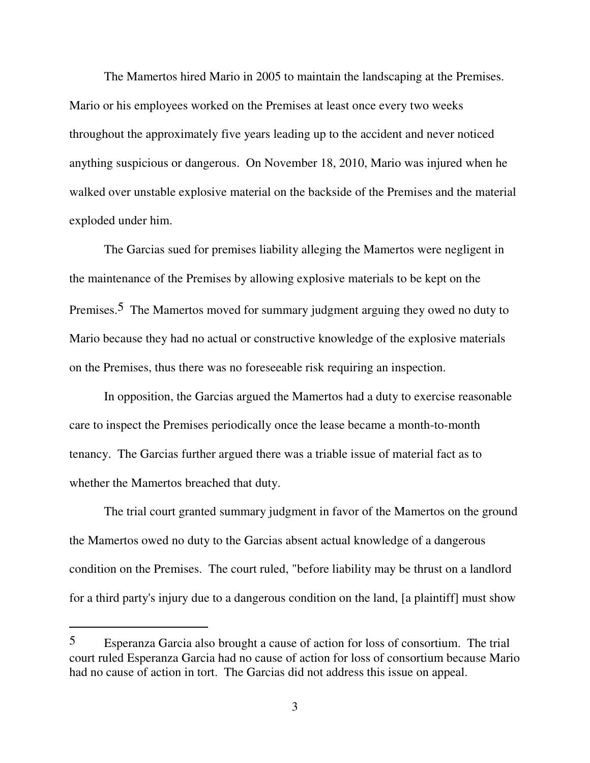The Mamertos hired Mario in 2005 to maintain the landscaping at the Premises. Mario or his employees worked on the Premises at least once every two weeks throughout the approximately five years leading up to the accident and never noticed anything suspicious or dangerous. On November 18, 2010, Mario was injured when he walked over unstable explosive material on the backside of the Premises and the material exploded under him.

The Garcias sued for premises liability alleging the Mamertos were negligent in the maintenance of the Premises by allowing explosive materials to be kept on the Premises.[5] The Mamertos moved for summary judgment arguing they owed no duty to Mario because they had no actual or constructive knowledge of the explosive materials on the Premises, thus there was no foreseeable risk requiring an inspection.

In opposition, the Garcias argued the Mamertos had a duty to exercise reasonable care to inspect the Premises periodically once the lease became a month-to-month tenancy. The Garcias further argued there was a triable issue of material fact as to whether the Mamertos breached that duty.

The trial court granted summary judgment in favor of the Mamertos on the ground the Mamertos owed no duty to the Garcias absent actual knowledge of a dangerous condition on the Premises. The court ruled, "before liability may be thrust on a landlord for a third party's injury due to a dangerous condition on the land, [a plaintiff] must show

---

[5] Esperanza Garcia also brought a cause of action for loss of consortium. The trial court ruled Esperanza Garcia had no cause of action for loss of consortium because Mario had no cause of action in tort. The Garcias did not address this issue on appeal.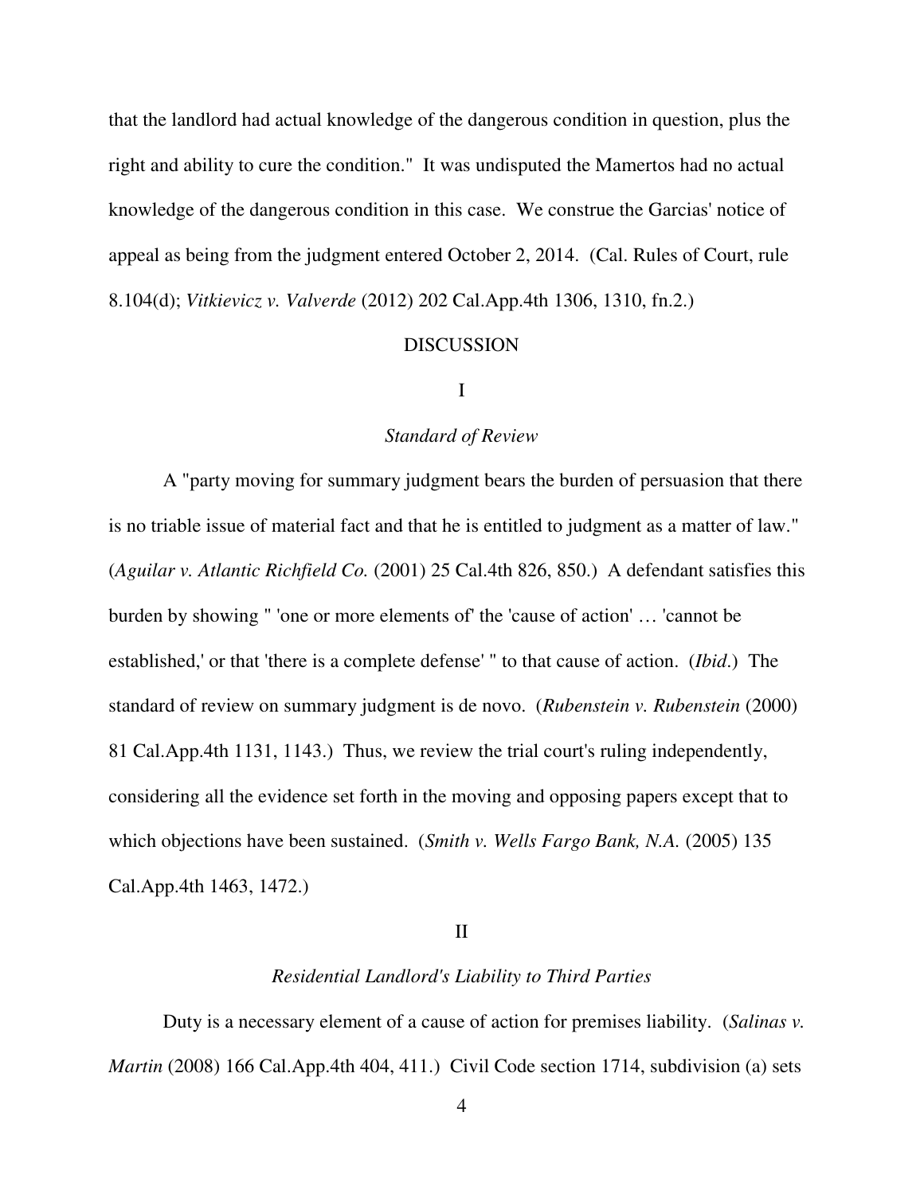that the landlord had actual knowledge of the dangerous condition in question, plus the right and ability to cure the condition." It was undisputed the Mamertos had no actual knowledge of the dangerous condition in this case. We construe the Garcias' notice of appeal as being from the judgment entered October 2, 2014. (Cal. Rules of Court, rule 8.104(d); *Vitkievicz v. Valverde* (2012) 202 Cal.App.4th 1306, 1310, fn.2.)

## DISCUSSION

### I

### *Standard of Review*

A "party moving for summary judgment bears the burden of persuasion that there is no triable issue of material fact and that he is entitled to judgment as a matter of law." (*Aguilar v. Atlantic Richfield Co.* (2001) 25 Cal.4th 826, 850.) A defendant satisfies this burden by showing " 'one or more elements of' the 'cause of action' … 'cannot be established,' or that 'there is a complete defense' " to that cause of action. (*Ibid*.) The standard of review on summary judgment is de novo. (*Rubenstein v. Rubenstein* (2000) 81 Cal.App.4th 1131, 1143.) Thus, we review the trial court's ruling independently, considering all the evidence set forth in the moving and opposing papers except that to which objections have been sustained. (*Smith v. Wells Fargo Bank, N.A.* (2005) 135 Cal.App.4th 1463, 1472.)

### II

### *Residential Landlord's Liability to Third Parties*

Duty is a necessary element of a cause of action for premises liability. (*Salinas v. Martin* (2008) 166 Cal.App.4th 404, 411.) Civil Code section 1714, subdivision (a) sets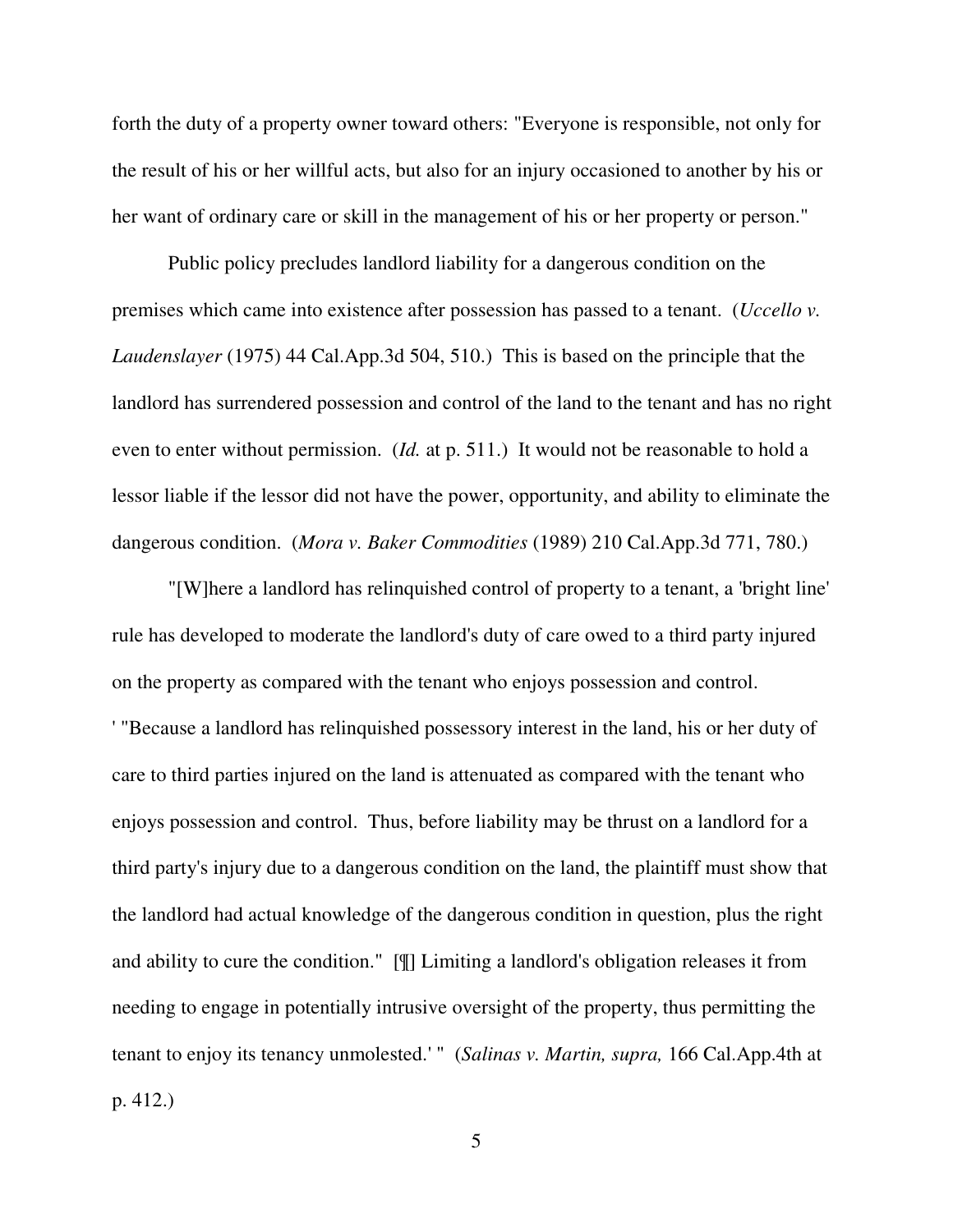forth the duty of a property owner toward others: "Everyone is responsible, not only for the result of his or her willful acts, but also for an injury occasioned to another by his or her want of ordinary care or skill in the management of his or her property or person."

Public policy precludes landlord liability for a dangerous condition on the premises which came into existence after possession has passed to a tenant. (*Uccello v. Laudenslayer* (1975) 44 Cal.App.3d 504, 510.) This is based on the principle that the landlord has surrendered possession and control of the land to the tenant and has no right even to enter without permission. (*Id.* at p. 511.) It would not be reasonable to hold a lessor liable if the lessor did not have the power, opportunity, and ability to eliminate the dangerous condition. (*Mora v. Baker Commodities* (1989) 210 Cal.App.3d 771, 780.)

"[W]here a landlord has relinquished control of property to a tenant, a 'bright line' rule has developed to moderate the landlord's duty of care owed to a third party injured on the property as compared with the tenant who enjoys possession and control. ' "Because a landlord has relinquished possessory interest in the land, his or her duty of care to third parties injured on the land is attenuated as compared with the tenant who enjoys possession and control. Thus, before liability may be thrust on a landlord for a third party's injury due to a dangerous condition on the land, the plaintiff must show that the landlord had actual knowledge of the dangerous condition in question, plus the right and ability to cure the condition." [¶] Limiting a landlord's obligation releases it from needing to engage in potentially intrusive oversight of the property, thus permitting the tenant to enjoy its tenancy unmolested.' " (*Salinas v. Martin, supra,* 166 Cal.App.4th at p. 412.)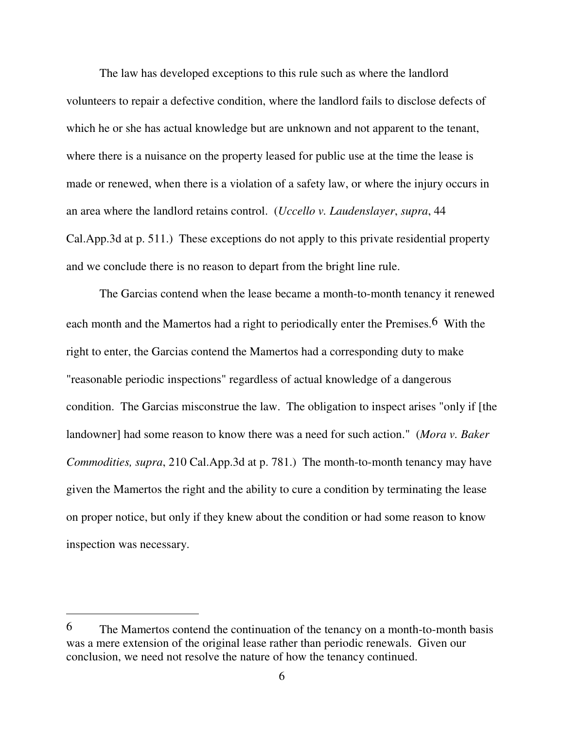The law has developed exceptions to this rule such as where the landlord volunteers to repair a defective condition, where the landlord fails to disclose defects of which he or she has actual knowledge but are unknown and not apparent to the tenant, where there is a nuisance on the property leased for public use at the time the lease is made or renewed, when there is a violation of a safety law, or where the injury occurs in an area where the landlord retains control. (*Uccello v. Laudenslayer*, *supra*, 44 Cal.App.3d at p. 511.) These exceptions do not apply to this private residential property and we conclude there is no reason to depart from the bright line rule.

The Garcias contend when the lease became a month-to-month tenancy it renewed each month and the Mamertos had a right to periodically enter the Premises.[6] With the right to enter, the Garcias contend the Mamertos had a corresponding duty to make "reasonable periodic inspections" regardless of actual knowledge of a dangerous condition. The Garcias misconstrue the law. The obligation to inspect arises "only if [the landowner] had some reason to know there was a need for such action." (*Mora v. Baker Commodities, supra*, 210 Cal.App.3d at p. 781.) The month-to-month tenancy may have given the Mamertos the right and the ability to cure a condition by terminating the lease on proper notice, but only if they knew about the condition or had some reason to know inspection was necessary.

---

[6] The Mamertos contend the continuation of the tenancy on a month-to-month basis was a mere extension of the original lease rather than periodic renewals. Given our conclusion, we need not resolve the nature of how the tenancy continued.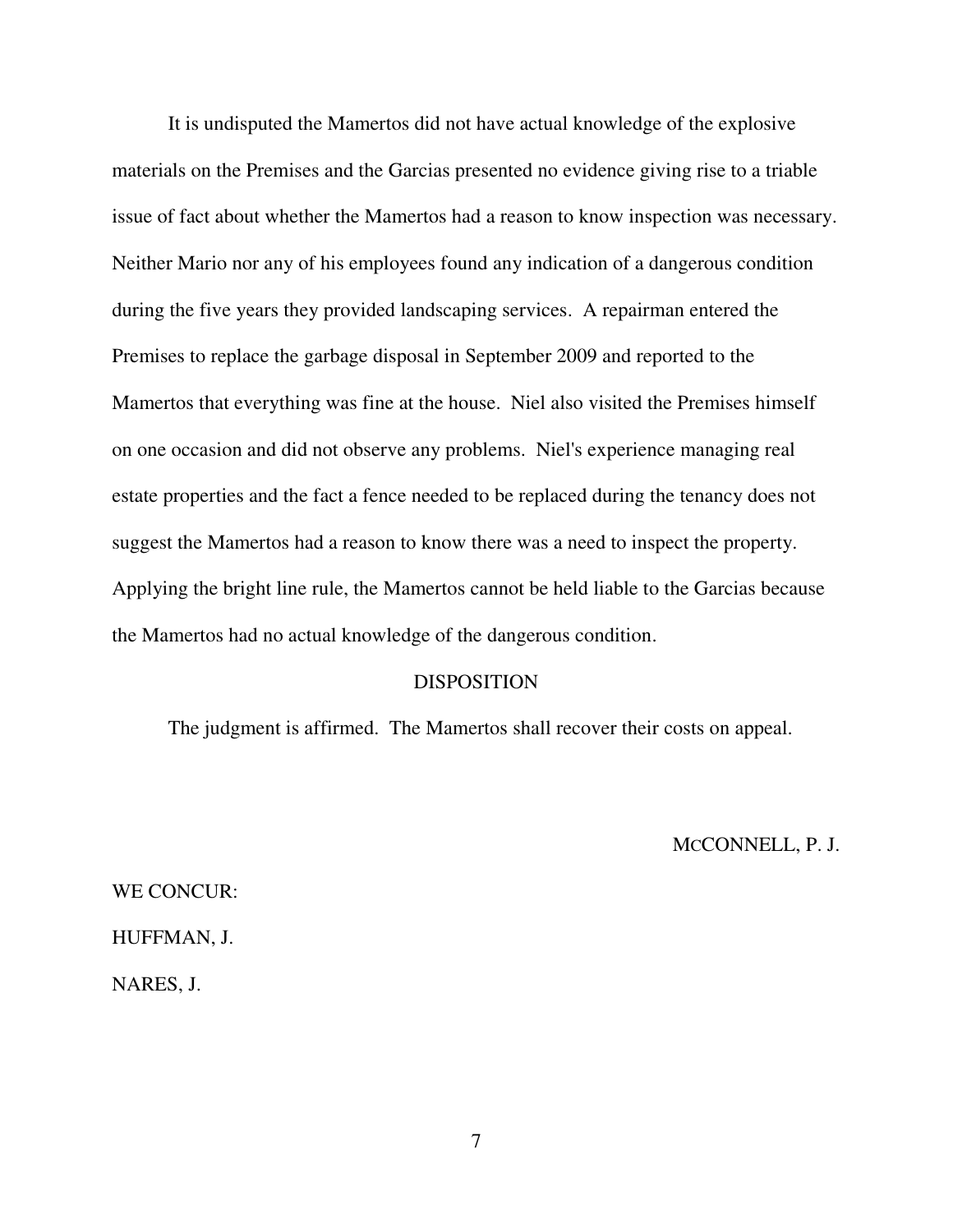It is undisputed the Mamertos did not have actual knowledge of the explosive materials on the Premises and the Garcias presented no evidence giving rise to a triable issue of fact about whether the Mamertos had a reason to know inspection was necessary. Neither Mario nor any of his employees found any indication of a dangerous condition during the five years they provided landscaping services. A repairman entered the Premises to replace the garbage disposal in September 2009 and reported to the Mamertos that everything was fine at the house. Niel also visited the Premises himself on one occasion and did not observe any problems. Niel's experience managing real estate properties and the fact a fence needed to be replaced during the tenancy does not suggest the Mamertos had a reason to know there was a need to inspect the property. Applying the bright line rule, the Mamertos cannot be held liable to the Garcias because the Mamertos had no actual knowledge of the dangerous condition.

## DISPOSITION

The judgment is affirmed. The Mamertos shall recover their costs on appeal.

McCONNELL, P. J.

WE CONCUR:

HUFFMAN, J.

NARES, J.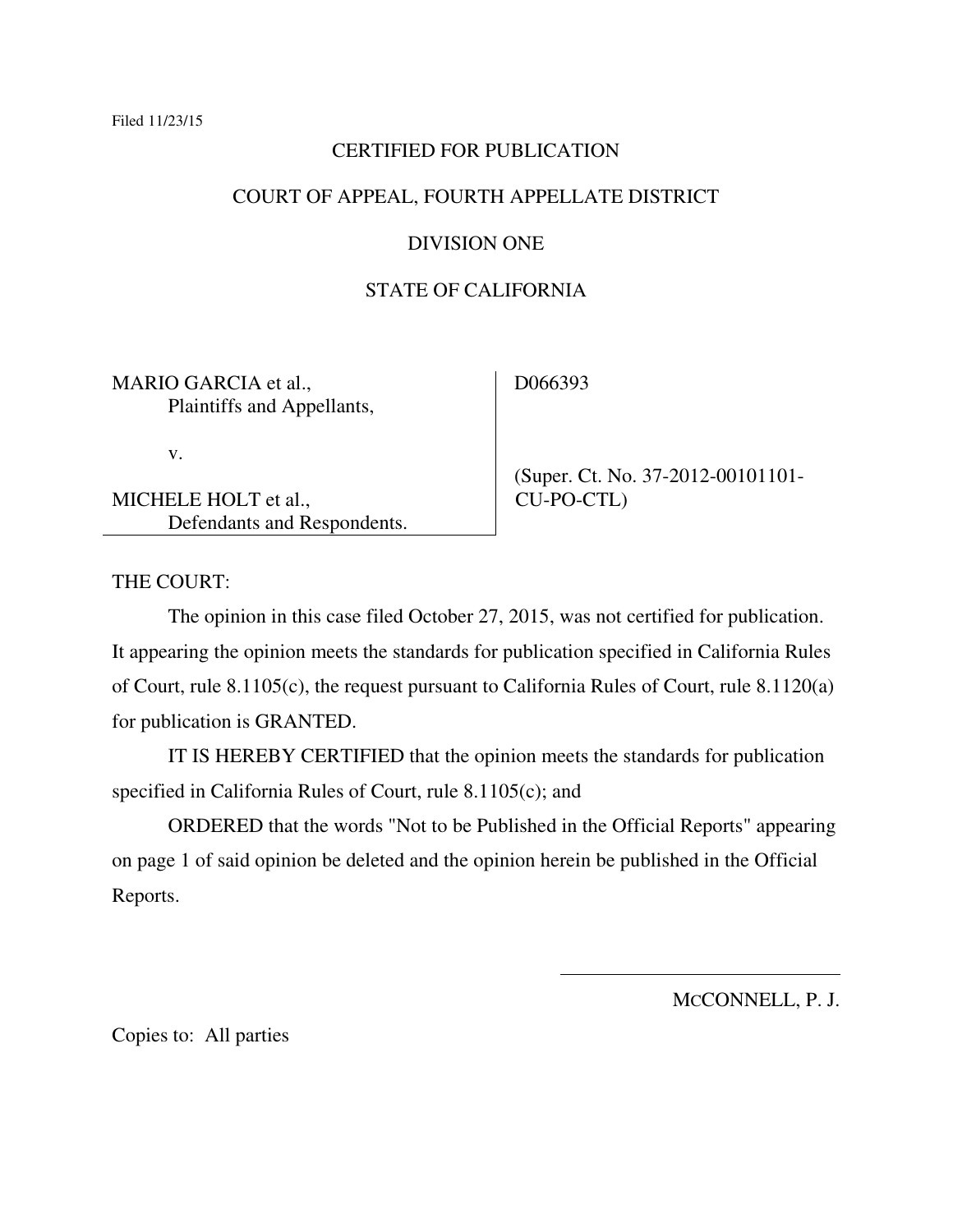Filed 11/23/15

CERTIFIED FOR PUBLICATION

COURT OF APPEAL, FOURTH APPELLATE DISTRICT

DIVISION ONE

STATE OF CALIFORNIA

| | |
|---|---|
| MARIO GARCIA et al.,<br>Plaintiffs and Appellants,<br><br>v.<br><br>MICHELE HOLT et al.,<br>Defendants and Respondents. | D066393<br><br>(Super. Ct. No. 37-2012-00101101-CU-PO-CTL) |

THE COURT:

The opinion in this case filed October 27, 2015, was not certified for publication. It appearing the opinion meets the standards for publication specified in California Rules of Court, rule 8.1105(c), the request pursuant to California Rules of Court, rule 8.1120(a) for publication is GRANTED.

IT IS HEREBY CERTIFIED that the opinion meets the standards for publication specified in California Rules of Court, rule 8.1105(c); and

ORDERED that the words "Not to be Published in the Official Reports" appearing on page 1 of said opinion be deleted and the opinion herein be published in the Official Reports.

McCONNELL, P. J.

Copies to: All parties